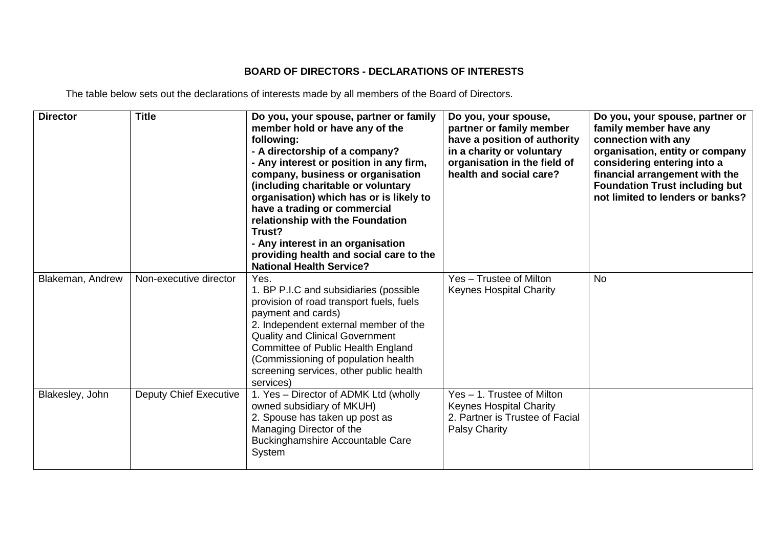**BOARD OF DIRECTORS - DECLARATIONS OF INTERESTS**

The table below sets out the declarations of interests made by all members of the Board of Directors.

| Director | Title | Do you, your spouse, partner or family member hold or have any of the following:<br>- A directorship of a company?<br>- Any interest or position in any firm, company, business or organisation (including charitable or voluntary organisation) which has or is likely to have a trading or commercial relationship with the Foundation Trust?<br>- Any interest in an organisation providing health and social care to the National Health Service? | Do you, your spouse, partner or family member have a position of authority in a charity or voluntary organisation in the field of health and social care? | Do you, your spouse, partner or family member have any connection with any organisation, entity or company considering entering into a financial arrangement with the Foundation Trust including but not limited to lenders or banks? |
|---|---|---|---|---|
| Blakeman, Andrew | Non-executive director | Yes.<br>1. BP P.I.C and subsidiaries (possible provision of road transport fuels, fuels payment and cards)<br>2. Independent external member of the Quality and Clinical Government Committee of Public Health England (Commissioning of population health screening services, other public health services) | Yes – Trustee of Milton Keynes Hospital Charity | No |
| Blakesley, John | Deputy Chief Executive | 1. Yes – Director of ADMK Ltd (wholly owned subsidiary of MKUH)<br>2. Spouse has taken up post as Managing Director of the Buckinghamshire Accountable Care System | Yes – 1. Trustee of Milton Keynes Hospital Charity<br>2. Partner is Trustee of Facial Palsy Charity | |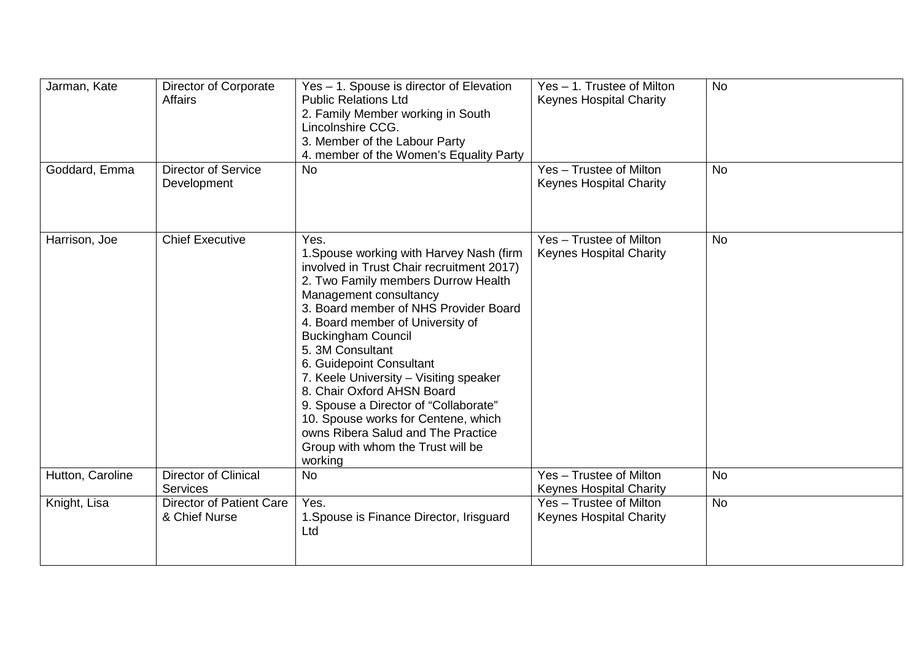| | | | | |
|---|---|---|---|---|
| Jarman, Kate | Director of Corporate Affairs | Yes – 1. Spouse is director of Elevation Public Relations Ltd<br>2. Family Member working in South Lincolnshire CCG.<br>3. Member of the Labour Party<br>4. member of the Women's Equality Party | Yes – 1. Trustee of Milton Keynes Hospital Charity | No |
| Goddard, Emma | Director of Service Development | No | Yes – Trustee of Milton Keynes Hospital Charity | No |
| Harrison, Joe | Chief Executive | Yes.<br>1.Spouse working with Harvey Nash (firm involved in Trust Chair recruitment 2017)<br>2. Two Family members Durrow Health Management consultancy<br>3. Board member of NHS Provider Board<br>4. Board member of University of Buckingham Council<br>5. 3M Consultant<br>6. Guidepoint Consultant<br>7. Keele University – Visiting speaker<br>8. Chair Oxford AHSN Board<br>9. Spouse a Director of "Collaborate"<br>10. Spouse works for Centene, which owns Ribera Salud and The Practice Group with whom the Trust will be working | Yes – Trustee of Milton Keynes Hospital Charity | No |
| Hutton, Caroline | Director of Clinical Services | No | Yes – Trustee of Milton Keynes Hospital Charity | No |
| Knight, Lisa | Director of Patient Care & Chief Nurse | Yes.<br>1.Spouse is Finance Director, Irisguard Ltd | Yes – Trustee of Milton Keynes Hospital Charity | No |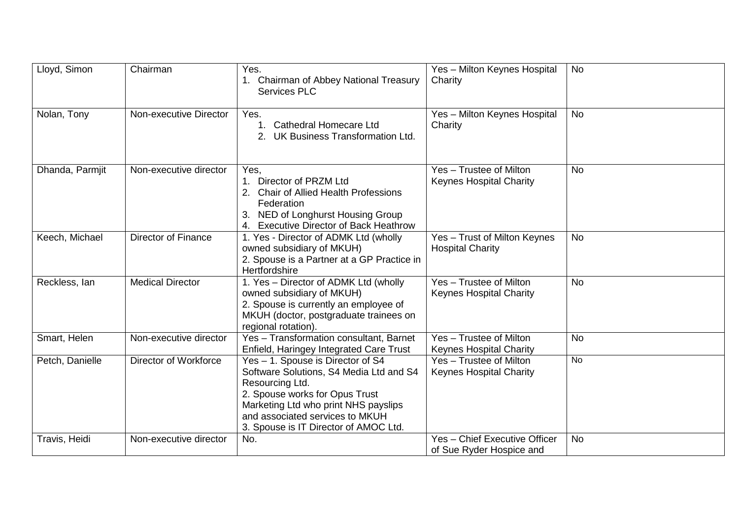| Lloyd, Simon | Chairman | Yes.<br>1. Chairman of Abbey National Treasury Services PLC | Yes – Milton Keynes Hospital Charity | No |
|---|---|---|---|---|
| Nolan, Tony | Non-executive Director | Yes.<br>1. Cathedral Homecare Ltd<br>2. UK Business Transformation Ltd. | Yes – Milton Keynes Hospital Charity | No |
| Dhanda, Parmjit | Non-executive director | Yes,<br>1. Director of PRZM Ltd<br>2. Chair of Allied Health Professions Federation<br>3. NED of Longhurst Housing Group<br>4. Executive Director of Back Heathrow | Yes – Trustee of Milton Keynes Hospital Charity | No |
| Keech, Michael | Director of Finance | 1. Yes - Director of ADMK Ltd (wholly owned subsidiary of MKUH)<br>2. Spouse is a Partner at a GP Practice in Hertfordshire | Yes – Trust of Milton Keynes Hospital Charity | No |
| Reckless, Ian | Medical Director | 1. Yes – Director of ADMK Ltd (wholly owned subsidiary of MKUH)<br>2. Spouse is currently an employee of MKUH (doctor, postgraduate trainees on regional rotation). | Yes – Trustee of Milton Keynes Hospital Charity | No |
| Smart, Helen | Non-executive director | Yes – Transformation consultant, Barnet Enfield, Haringey Integrated Care Trust | Yes – Trustee of Milton Keynes Hospital Charity | No |
| Petch, Danielle | Director of Workforce | Yes – 1. Spouse is Director of S4 Software Solutions, S4 Media Ltd and S4 Resourcing Ltd.<br>2. Spouse works for Opus Trust Marketing Ltd who print NHS payslips and associated services to MKUH<br>3. Spouse is IT Director of AMOC Ltd. | Yes – Trustee of Milton Keynes Hospital Charity | No |
| Travis, Heidi | Non-executive director | No. | Yes – Chief Executive Officer of Sue Ryder Hospice and | No |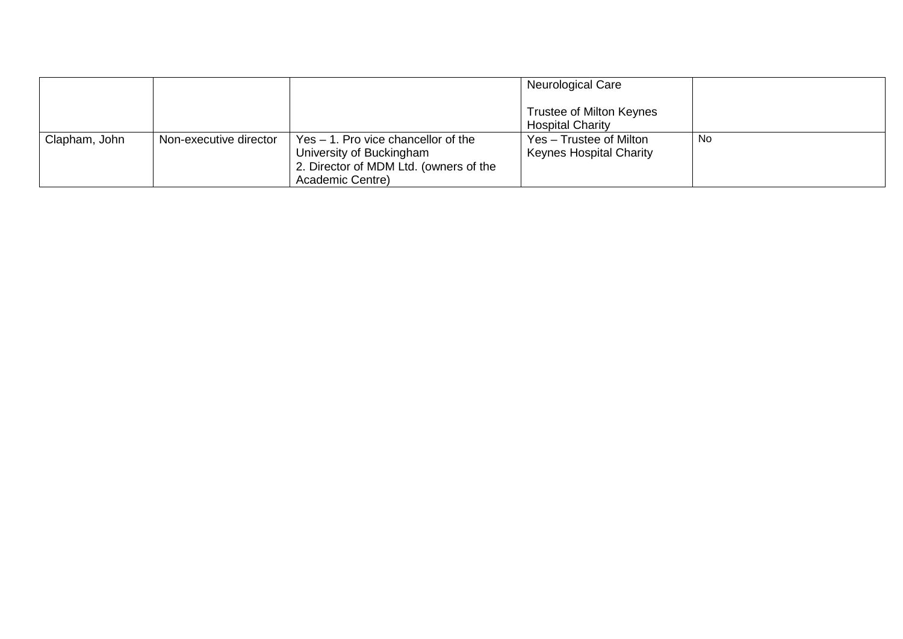| | | | | |
|---|---|---|---|---|
| | | | Neurological Care<br><br>Trustee of Milton Keynes Hospital Charity | |
| Clapham, John | Non-executive director | Yes – 1. Pro vice chancellor of the University of Buckingham<br>2. Director of MDM Ltd. (owners of the Academic Centre) | Yes – Trustee of Milton Keynes Hospital Charity | No |